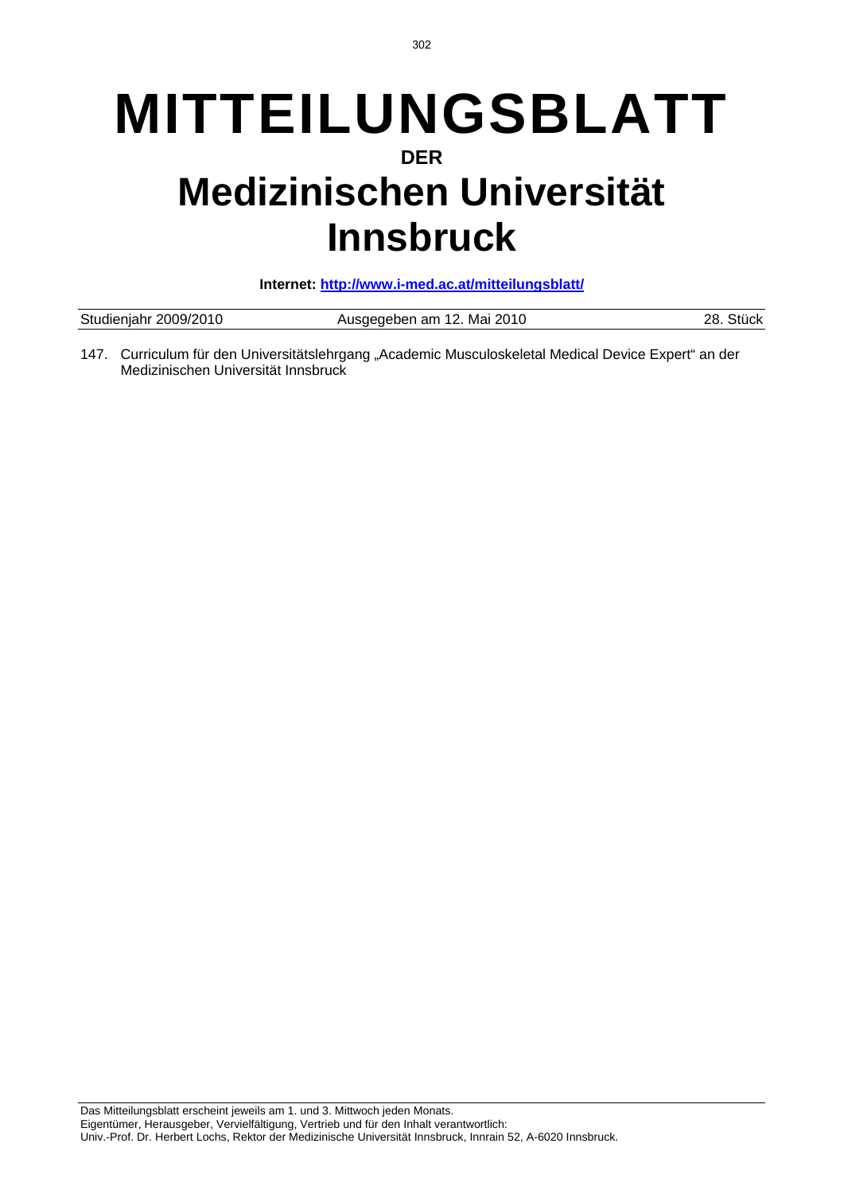# MITTEILUNGSBLATT

**DER**

# Medizinischen Universität Innsbruck

**Internet: http://www.i-med.ac.at/mitteilungsblatt/**

| Studienjahr 2009/2010 | Ausgegeben am 12. Mai 2010 | 28. Stück |
|---|---|---|

147. Curriculum für den Universitätslehrgang „Academic Musculoskeletal Medical Device Expert" an der Medizinischen Universität Innsbruck

Das Mitteilungsblatt erscheint jeweils am 1. und 3. Mittwoch jeden Monats.
Eigentümer, Herausgeber, Vervielfältigung, Vertrieb und für den Inhalt verantwortlich:
Univ.-Prof. Dr. Herbert Lochs, Rektor der Medizinische Universität Innsbruck, Innrain 52, A-6020 Innsbruck.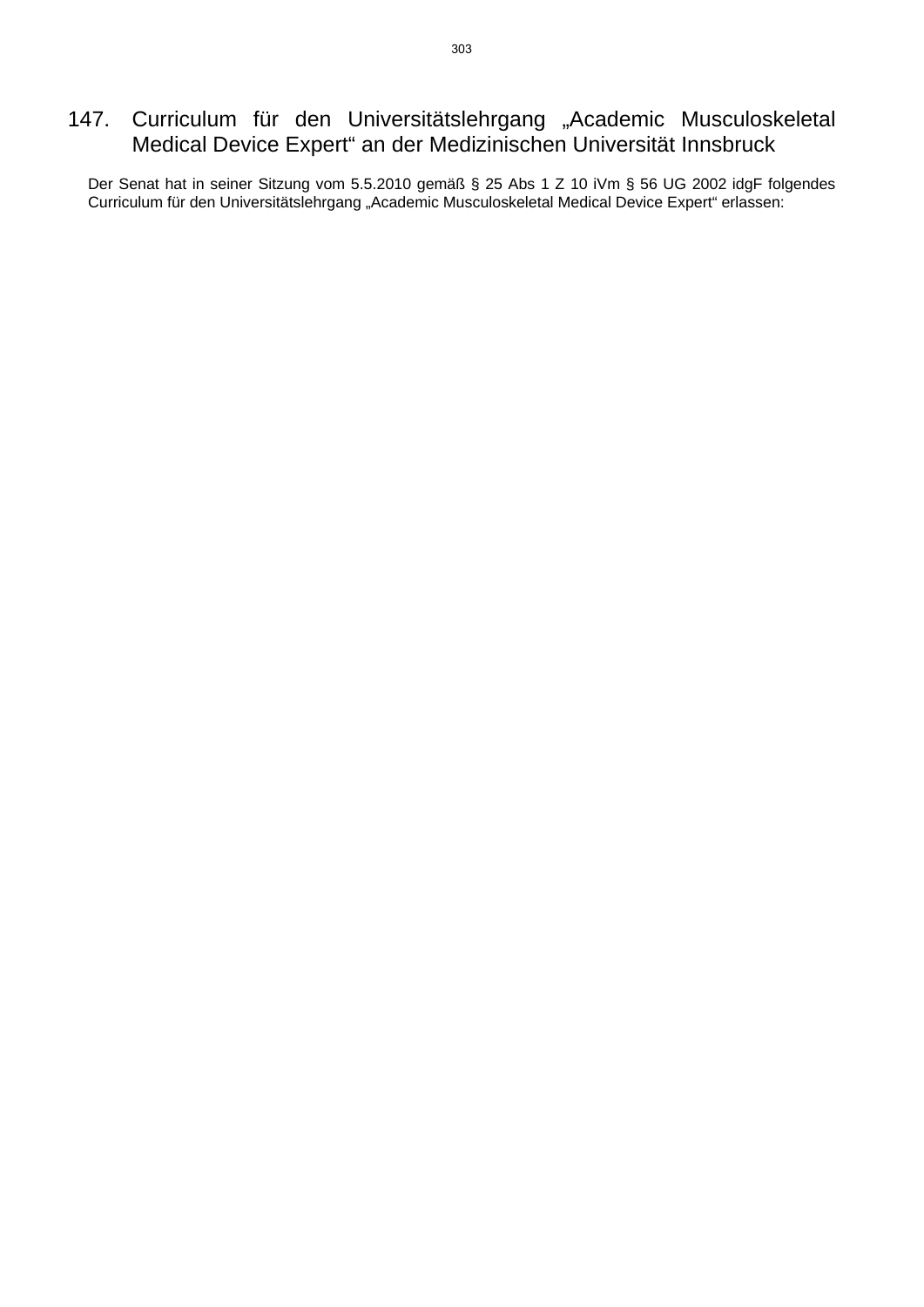## 147. Curriculum für den Universitätslehrgang „Academic Musculoskeletal Medical Device Expert“ an der Medizinischen Universität Innsbruck

Der Senat hat in seiner Sitzung vom 5.5.2010 gemäß § 25 Abs 1 Z 10 iVm § 56 UG 2002 idgF folgendes Curriculum für den Universitätslehrgang „Academic Musculoskeletal Medical Device Expert“ erlassen: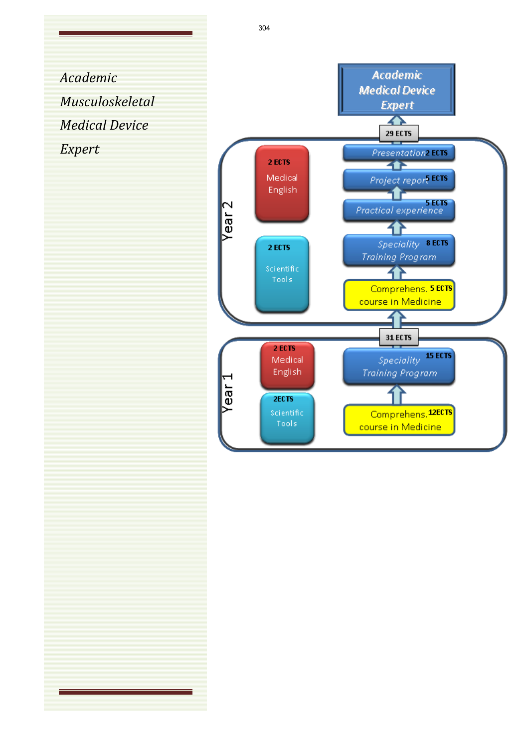*Academic*

*Musculoskeletal*

*Medical Device*

*Expert*

**Academic Medical Device Expert**

29 ECTS

**Year 2**

- 2 ECTS Medical English
- 2 ECTS Scientific Tools
- Presentation 2 ECTS
- Project report 5 ECTS
- Practical experience 5 ECTS
- Speciality Training Program 8 ECTS
- Comprehens. course in Medicine 5 ECTS

31 ECTS

**Year 1**

- 2 ECTS Medical English
- 2ECTS Scientific Tools
- Speciality Training Program 15 ECTS
- Comprehens. course in Medicine 12ECTS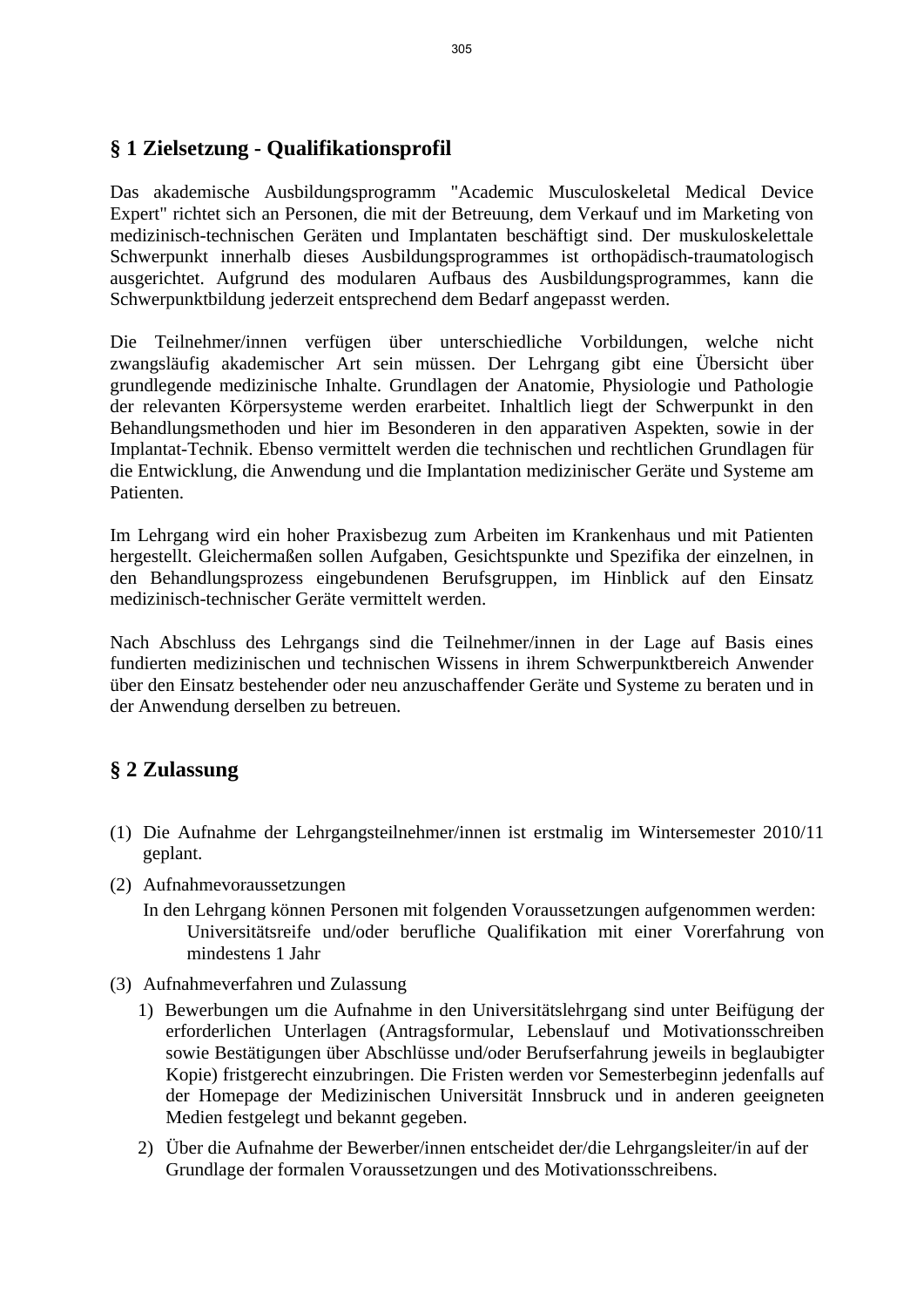## § 1 Zielsetzung - Qualifikationsprofil

Das akademische Ausbildungsprogramm "Academic Musculoskeletal Medical Device Expert" richtet sich an Personen, die mit der Betreuung, dem Verkauf und im Marketing von medizinisch-technischen Geräten und Implantaten beschäftigt sind. Der muskuloskelettale Schwerpunkt innerhalb dieses Ausbildungsprogrammes ist orthopädisch-traumatologisch ausgerichtet. Aufgrund des modularen Aufbaus des Ausbildungsprogrammes, kann die Schwerpunktbildung jederzeit entsprechend dem Bedarf angepasst werden.

Die Teilnehmer/innen verfügen über unterschiedliche Vorbildungen, welche nicht zwangsläufig akademischer Art sein müssen. Der Lehrgang gibt eine Übersicht über grundlegende medizinische Inhalte. Grundlagen der Anatomie, Physiologie und Pathologie der relevanten Körpersysteme werden erarbeitet. Inhaltlich liegt der Schwerpunkt in den Behandlungsmethoden und hier im Besonderen in den apparativen Aspekten, sowie in der Implantat-Technik. Ebenso vermittelt werden die technischen und rechtlichen Grundlagen für die Entwicklung, die Anwendung und die Implantation medizinischer Geräte und Systeme am Patienten.

Im Lehrgang wird ein hoher Praxisbezug zum Arbeiten im Krankenhaus und mit Patienten hergestellt. Gleichermaßen sollen Aufgaben, Gesichtspunkte und Spezifika der einzelnen, in den Behandlungsprozess eingebundenen Berufsgruppen, im Hinblick auf den Einsatz medizinisch-technischer Geräte vermittelt werden.

Nach Abschluss des Lehrgangs sind die Teilnehmer/innen in der Lage auf Basis eines fundierten medizinischen und technischen Wissens in ihrem Schwerpunktbereich Anwender über den Einsatz bestehender oder neu anzuschaffender Geräte und Systeme zu beraten und in der Anwendung derselben zu betreuen.

## § 2 Zulassung

(1) Die Aufnahme der Lehrgangsteilnehmer/innen ist erstmalig im Wintersemester 2010/11 geplant.

(2) Aufnahmevoraussetzungen

In den Lehrgang können Personen mit folgenden Voraussetzungen aufgenommen werden:
Universitätsreife und/oder berufliche Qualifikation mit einer Vorerfahrung von mindestens 1 Jahr

(3) Aufnahmeverfahren und Zulassung

1) Bewerbungen um die Aufnahme in den Universitätslehrgang sind unter Beifügung der erforderlichen Unterlagen (Antragsformular, Lebenslauf und Motivationsschreiben sowie Bestätigungen über Abschlüsse und/oder Berufserfahrung jeweils in beglaubigter Kopie) fristgerecht einzubringen. Die Fristen werden vor Semesterbeginn jedenfalls auf der Homepage der Medizinischen Universität Innsbruck und in anderen geeigneten Medien festgelegt und bekannt gegeben.

2) Über die Aufnahme der Bewerber/innen entscheidet der/die Lehrgangsleiter/in auf der Grundlage der formalen Voraussetzungen und des Motivationsschreibens.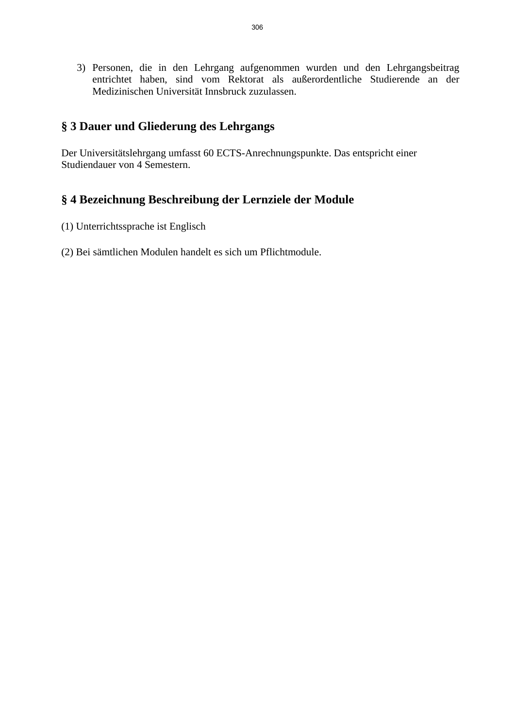3) Personen, die in den Lehrgang aufgenommen wurden und den Lehrgangsbeitrag entrichtet haben, sind vom Rektorat als außerordentliche Studierende an der Medizinischen Universität Innsbruck zuzulassen.

## § 3 Dauer und Gliederung des Lehrgangs

Der Universitätslehrgang umfasst 60 ECTS-Anrechnungspunkte. Das entspricht einer Studiendauer von 4 Semestern.

## § 4 Bezeichnung Beschreibung der Lernziele der Module

(1) Unterrichtssprache ist Englisch

(2) Bei sämtlichen Modulen handelt es sich um Pflichtmodule.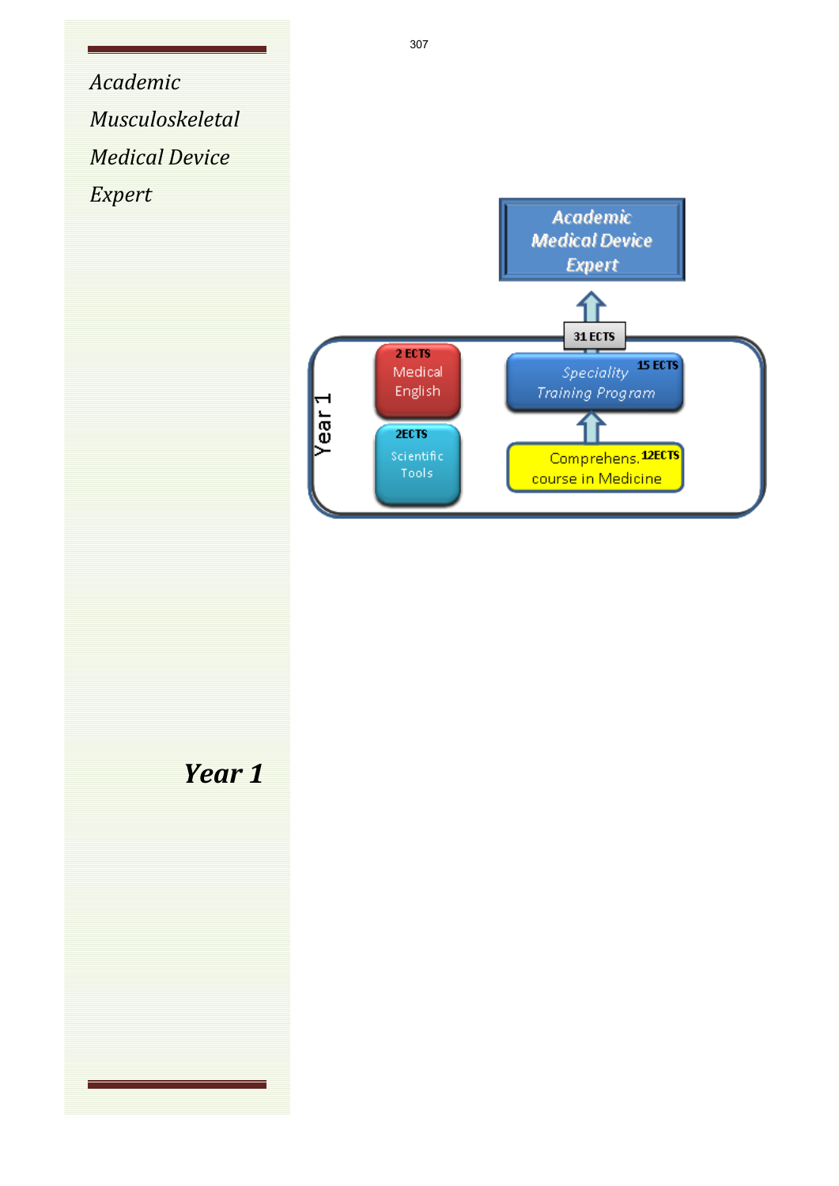*Academic Musculoskeletal Medical Device Expert*

**Academic Medical Device Expert**

31 ECTS

Year 1

2 ECTS Medical English

2ECTS Scientific Tools

Speciality Training Program 15 ECTS

Comprehens. course in Medicine 12ECTS

## *Year 1*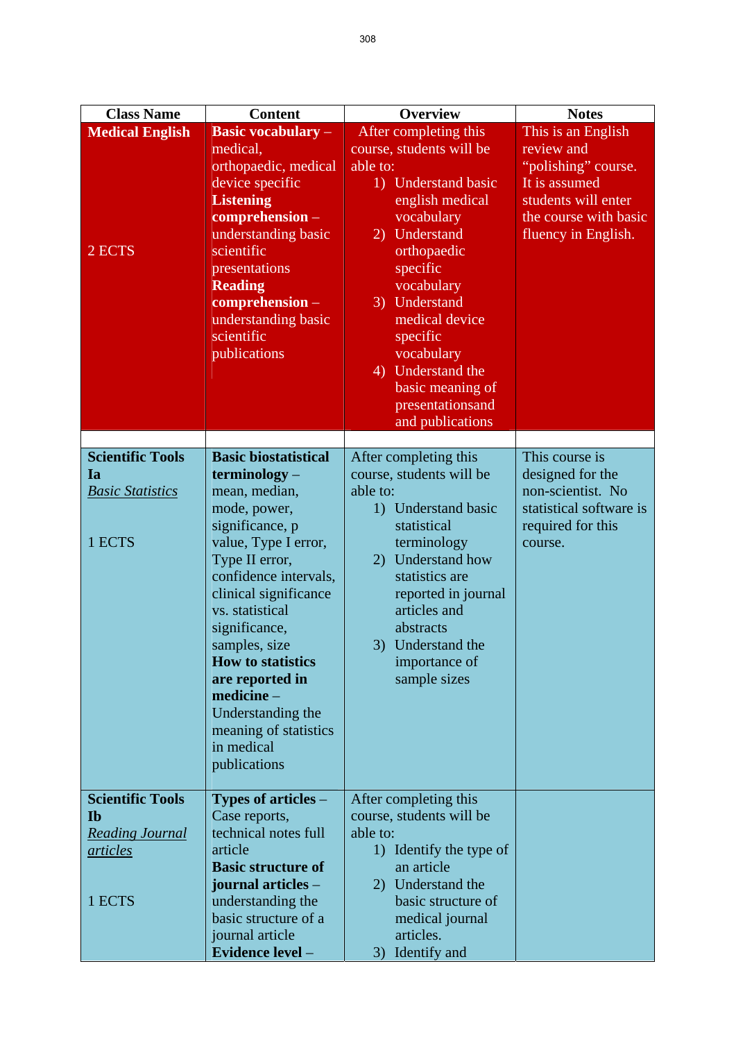| Class Name | Content | Overview | Notes |
|---|---|---|---|
| **Medical English**<br><br>2 ECTS | **Basic vocabulary** – medical, orthopaedic, medical device specific<br>**Listening comprehension** – understanding basic scientific presentations<br>**Reading comprehension** – understanding basic scientific publications | After completing this course, students will be able to:<br>1) Understand basic english medical vocabulary<br>2) Understand orthopaedic specific vocabulary<br>3) Understand medical device specific vocabulary<br>4) Understand the basic meaning of presentationsand and publications | This is an English review and "polishing" course. It is assumed students will enter the course with basic fluency in English. |
| | | | |
| **Scientific Tools Ia**<br>*Basic Statistics*<br><br>1 ECTS | **Basic biostatistical terminology** – mean, median, mode, power, significance, p value, Type I error, Type II error, confidence intervals, clinical significance vs. statistical significance, samples, size<br>**How to statistics are reported in medicine** – Understanding the meaning of statistics in medical publications | After completing this course, students will be able to:<br>1) Understand basic statistical terminology<br>2) Understand how statistics are reported in journal articles and abstracts<br>3) Understand the importance of sample sizes | This course is designed for the non-scientist. No statistical software is required for this course. |
| **Scientific Tools Ib**<br>*Reading Journal articles*<br><br>1 ECTS | **Types of articles** – Case reports, technical notes full article<br>**Basic structure of journal articles** – understanding the basic structure of a journal article<br>**Evidence level** – | After completing this course, students will be able to:<br>1) Identify the type of an article<br>2) Understand the basic structure of medical journal articles.<br>3) Identify and | |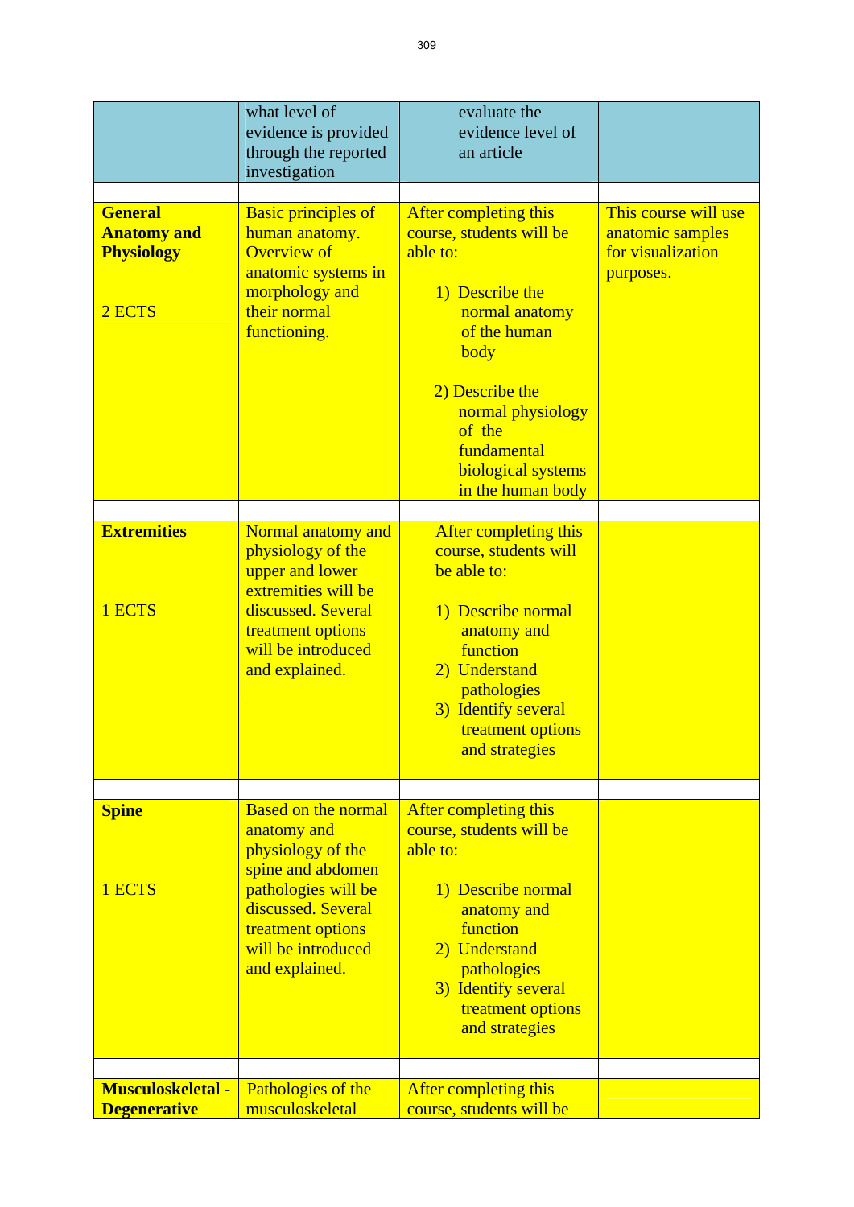| | | | |
|---|---|---|---|
| | what level of evidence is provided through the reported investigation | evaluate the evidence level of an article | |
| | | | |
| **General Anatomy and Physiology**<br><br>2 ECTS | Basic principles of human anatomy. Overview of anatomic systems in morphology and their normal functioning. | After completing this course, students will be able to:<br><br>1) Describe the normal anatomy of the human body<br><br>2) Describe the normal physiology of the fundamental biological systems in the human body | This course will use anatomic samples for visualization purposes. |
| | | | |
| **Extremities**<br><br>1 ECTS | Normal anatomy and physiology of the upper and lower extremities will be discussed. Several treatment options will be introduced and explained. | After completing this course, students will be able to:<br><br>1) Describe normal anatomy and function<br>2) Understand pathologies<br>3) Identify several treatment options and strategies | |
| | | | |
| **Spine**<br><br>1 ECTS | Based on the normal anatomy and physiology of the spine and abdomen pathologies will be discussed. Several treatment options will be introduced and explained. | After completing this course, students will be able to:<br><br>1) Describe normal anatomy and function<br>2) Understand pathologies<br>3) Identify several treatment options and strategies | |
| | | | |
| **Musculoskeletal - Degenerative** | Pathologies of the musculoskeletal | After completing this course, students will be | |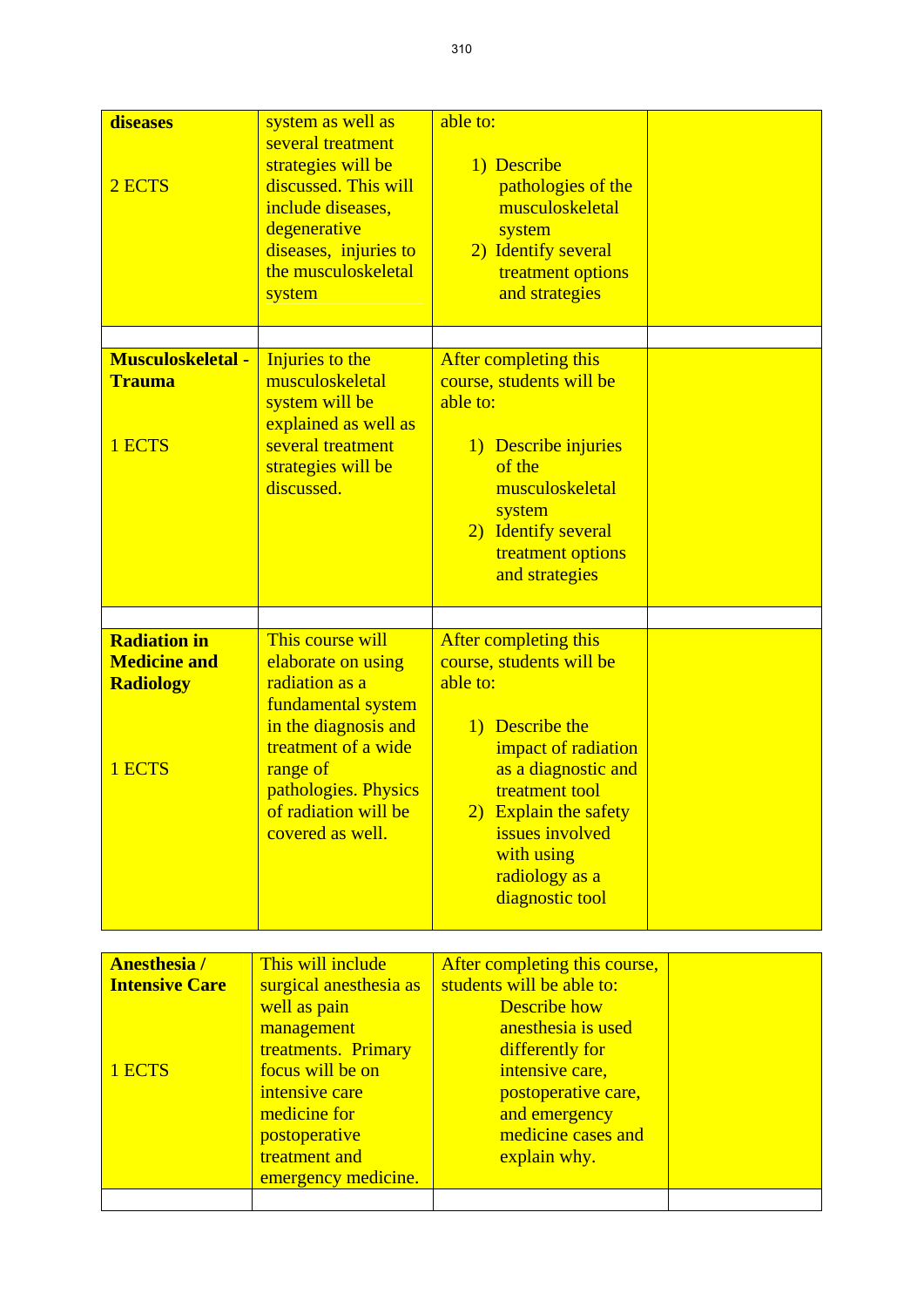| | | | |
|---|---|---|---|
| **diseases**<br><br>2 ECTS | system as well as several treatment strategies will be discussed. This will include diseases, degenerative diseases, injuries to the musculoskeletal system | able to:<br>1) Describe pathologies of the musculoskeletal system<br>2) Identify several treatment options and strategies | |
| | | | |
| **Musculoskeletal - Trauma**<br><br>1 ECTS | Injuries to the musculoskeletal system will be explained as well as several treatment strategies will be discussed. | After completing this course, students will be able to:<br>1) Describe injuries of the musculoskeletal system<br>2) Identify several treatment options and strategies | |
| | | | |
| **Radiation in Medicine and Radiology**<br><br>1 ECTS | This course will elaborate on using radiation as a fundamental system in the diagnosis and treatment of a wide range of pathologies. Physics of radiation will be covered as well. | After completing this course, students will be able to:<br>1) Describe the impact of radiation as a diagnostic and treatment tool<br>2) Explain the safety issues involved with using radiology as a diagnostic tool | |

| | | | |
|---|---|---|---|
| **Anesthesia / Intensive Care**<br><br>1 ECTS | This will include surgical anesthesia as well as pain management treatments. Primary focus will be on intensive care medicine for postoperative treatment and emergency medicine. | After completing this course, students will be able to:<br>Describe how anesthesia is used differently for intensive care, postoperative care, and emergency medicine cases and explain why. | |
| | | | |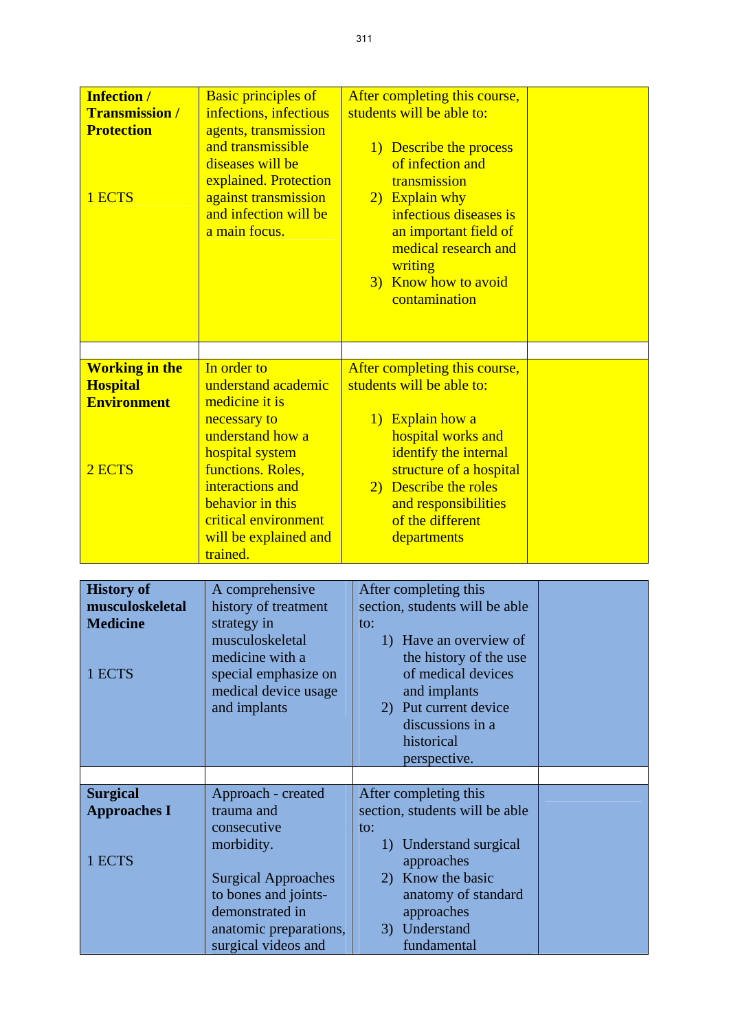| | | | |
|---|---|---|---|
| **Infection / Transmission / Protection**<br><br>1 ECTS | Basic principles of infections, infectious agents, transmission and transmissible diseases will be explained. Protection against transmission and infection will be a main focus. | After completing this course, students will be able to:<br><br>1) Describe the process of infection and transmission<br>2) Explain why infectious diseases is an important field of medical research and writing<br>3) Know how to avoid contamination | |
| | | | |
| **Working in the Hospital Environment**<br><br>2 ECTS | In order to understand academic medicine it is necessary to understand how a hospital system functions. Roles, interactions and behavior in this critical environment will be explained and trained. | After completing this course, students will be able to:<br><br>1) Explain how a hospital works and identify the internal structure of a hospital<br>2) Describe the roles and responsibilities of the different departments | |

| | | | |
|---|---|---|---|
| **History of musculoskeletal Medicine**<br><br>1 ECTS | A comprehensive history of treatment strategy in musculoskeletal medicine with a special emphasize on medical device usage and implants | After completing this section, students will be able to:<br>1) Have an overview of the history of the use of medical devices and implants<br>2) Put current device discussions in a historical perspective. | |
| | | | |
| **Surgical Approaches I**<br><br>1 ECTS | Approach - created trauma and consecutive morbidity.<br><br>Surgical Approaches to bones and joints- demonstrated in anatomic preparations, surgical videos and | After completing this section, students will be able to:<br>1) Understand surgical approaches<br>2) Know the basic anatomy of standard approaches<br>3) Understand fundamental | |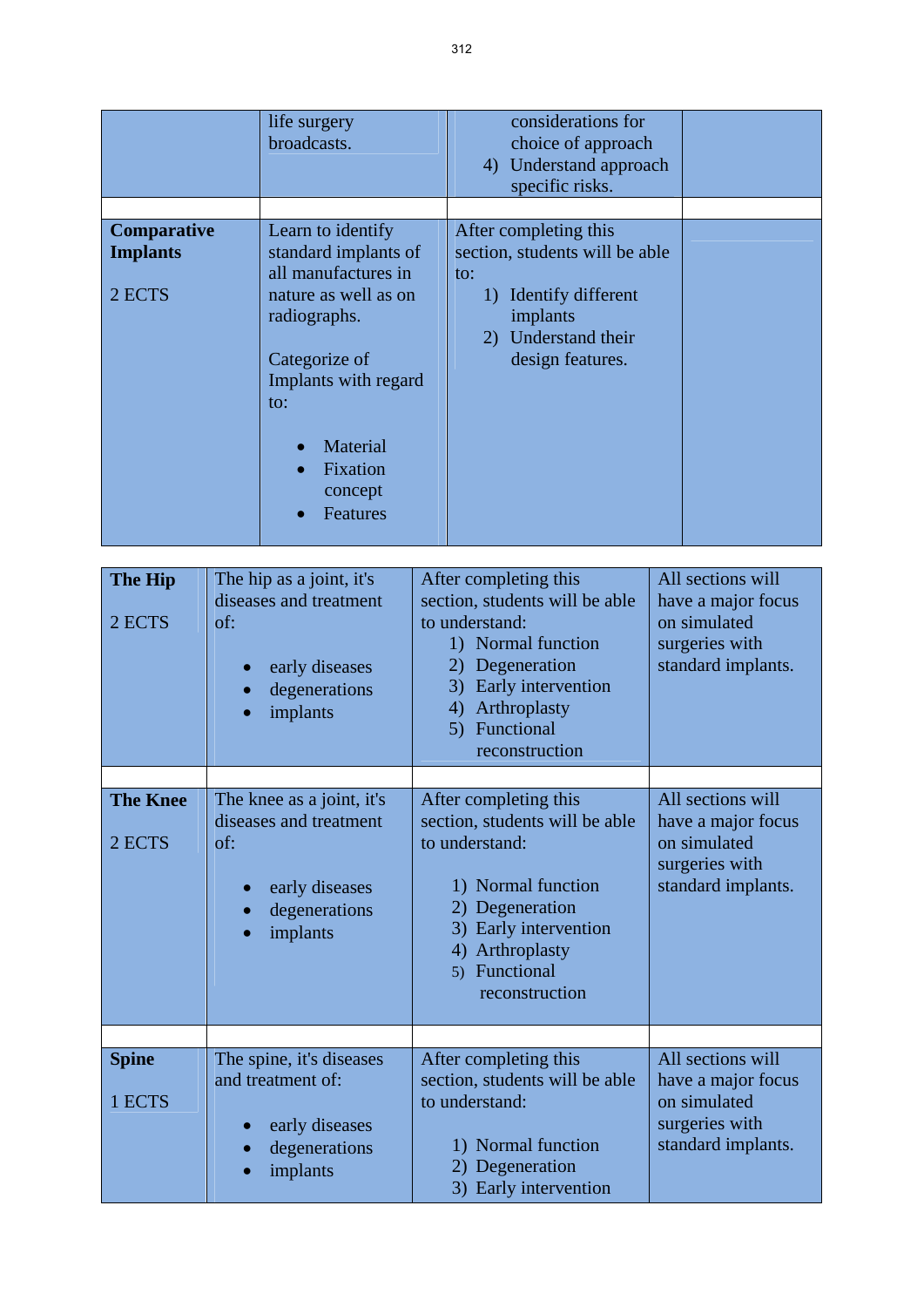| | | | |
|---|---|---|---|
| | life surgery broadcasts. | considerations for choice of approach<br>4) Understand approach specific risks. | |
| | | | |
| **Comparative Implants**<br><br>2 ECTS | Learn to identify standard implants of all manufactures in nature as well as on radiographs.<br><br>Categorize of Implants with regard to:<br>• Material<br>• Fixation concept<br>• Features | After completing this section, students will be able to:<br>1) Identify different implants<br>2) Understand their design features. | |

| | | | |
|---|---|---|---|
| **The Hip**<br><br>2 ECTS | The hip as a joint, it's diseases and treatment of:<br>• early diseases<br>• degenerations<br>• implants | After completing this section, students will be able to understand:<br>1) Normal function<br>2) Degeneration<br>3) Early intervention<br>4) Arthroplasty<br>5) Functional reconstruction | All sections will have a major focus on simulated surgeries with standard implants. |
| | | | |
| **The Knee**<br><br>2 ECTS | The knee as a joint, it's diseases and treatment of:<br>• early diseases<br>• degenerations<br>• implants | After completing this section, students will be able to understand:<br>1) Normal function<br>2) Degeneration<br>3) Early intervention<br>4) Arthroplasty<br>5) Functional reconstruction | All sections will have a major focus on simulated surgeries with standard implants. |
| | | | |
| **Spine**<br><br>1 ECTS | The spine, it's diseases and treatment of:<br>• early diseases<br>• degenerations<br>• implants | After completing this section, students will be able to understand:<br>1) Normal function<br>2) Degeneration<br>3) Early intervention | All sections will have a major focus on simulated surgeries with standard implants. |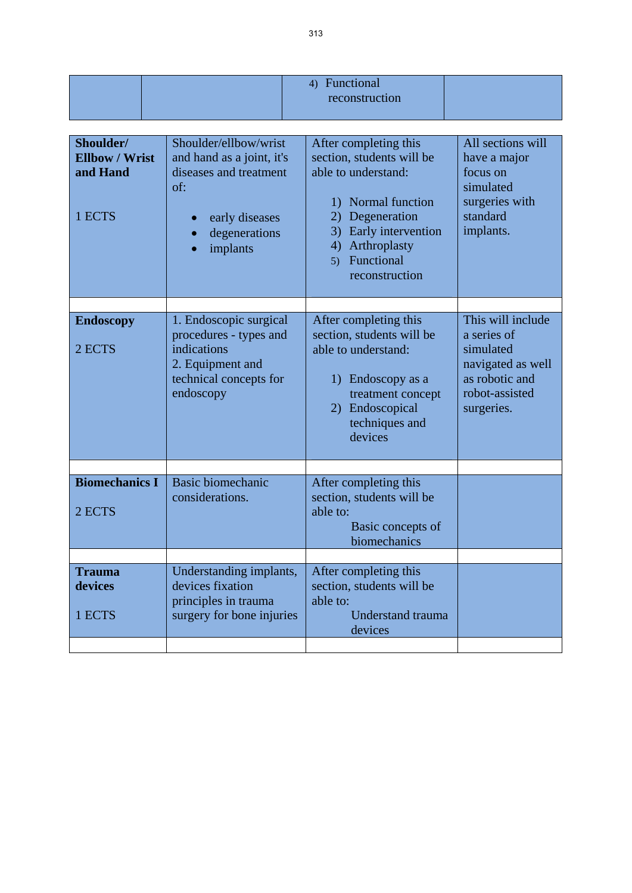| | | 4) Functional reconstruction | |
|---|---|---|---|

| | | | |
|---|---|---|---|
| **Shoulder/ Ellbow / Wrist and Hand**<br><br>1 ECTS | Shoulder/ellbow/wrist and hand as a joint, it's diseases and treatment of:<br><br>• early diseases<br>• degenerations<br>• implants | After completing this section, students will be able to understand:<br><br>1) Normal function<br>2) Degeneration<br>3) Early intervention<br>4) Arthroplasty<br>5) Functional reconstruction | All sections will have a major focus on simulated surgeries with standard implants. |
| | | | |
| **Endoscopy**<br><br>2 ECTS | 1. Endoscopic surgical procedures - types and indications<br>2. Equipment and technical concepts for endoscopy | After completing this section, students will be able to understand:<br><br>1) Endoscopy as a treatment concept<br>2) Endoscopical techniques and devices | This will include a series of simulated navigated as well as robotic and robot-assisted surgeries. |
| | | | |
| **Biomechanics I**<br><br>2 ECTS | Basic biomechanic considerations. | After completing this section, students will be able to:<br>Basic concepts of biomechanics | |
| | | | |
| **Trauma devices**<br><br>1 ECTS | Understanding implants, devices fixation principles in trauma surgery for bone injuries | After completing this section, students will be able to:<br>Understand trauma devices | |
| | | | |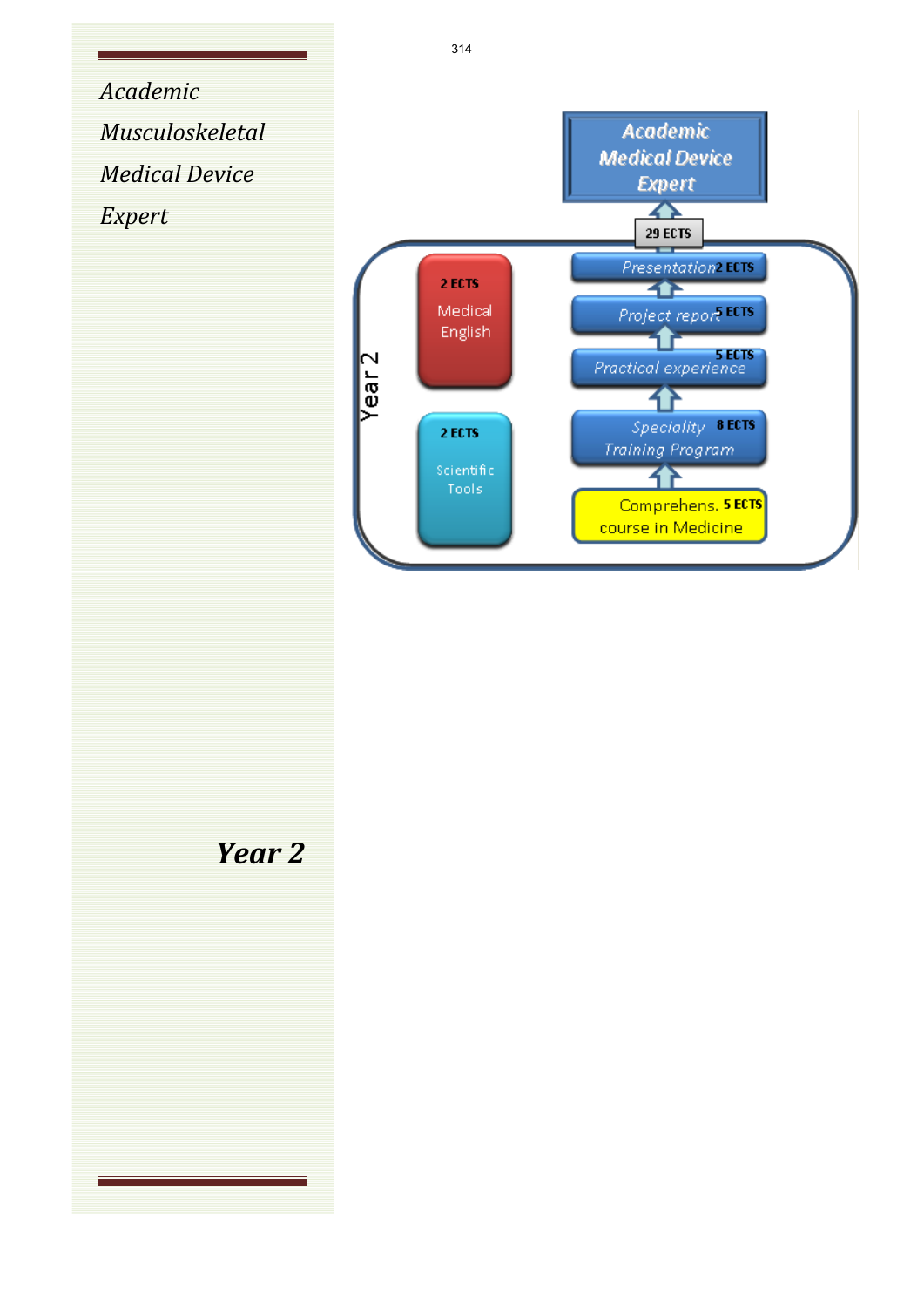*Academic*

*Musculoskeletal*

*Medical Device*

*Expert*

**Academic Medical Device Expert**

29 ECTS

Year 2

2 ECTS Medical English

2 ECTS Scientific Tools

Presentation 2 ECTS

Project report 5 ECTS

Practical experience 5 ECTS

Speciality Training Program 8 ECTS

Comprehens. course in Medicine 5 ECTS

***Year 2***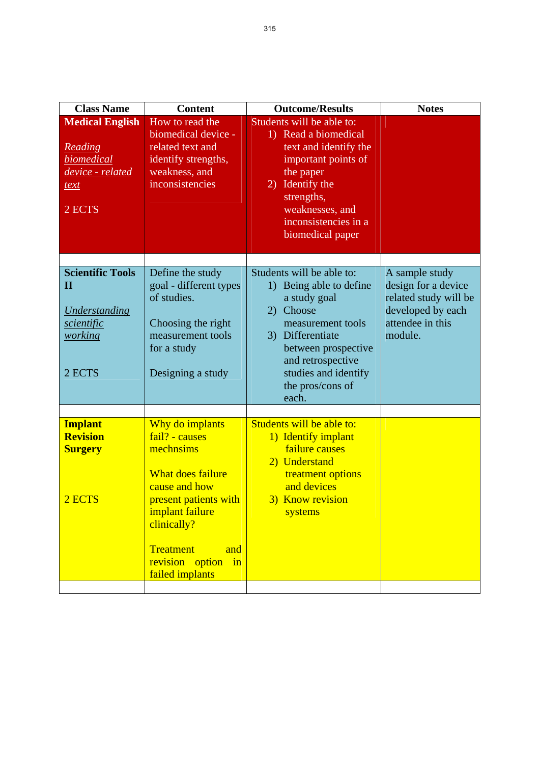| Class Name | Content | Outcome/Results | Notes |
|---|---|---|---|
| **Medical English**<br><br>*Reading biomedical device - related text*<br><br>2 ECTS | How to read the biomedical device - related text and identify strengths, weakness, and inconsistencies | Students will be able to:<br>1) Read a biomedical text and identify the important points of the paper<br>2) Identify the strengths, weaknesses, and inconsistencies in a biomedical paper | |
| | | | |
| **Scientific Tools II**<br><br>*Understanding scientific working*<br><br>2 ECTS | Define the study goal - different types of studies.<br><br>Choosing the right measurement tools for a study<br><br>Designing a study | Students will be able to:<br>1) Being able to define a study goal<br>2) Choose measurement tools<br>3) Differentiate between prospective and retrospective studies and identify the pros/cons of each. | A sample study design for a device related study will be developed by each attendee in this module. |
| | | | |
| **Implant Revision Surgery**<br><br>2 ECTS | Why do implants fail? - causes mechnsims<br><br>What does failure cause and how present patients with implant failure clinically?<br><br>Treatment and revision option in failed implants | Students will be able to:<br>1) Identify implant failure causes<br>2) Understand treatment options and devices<br>3) Know revision systems | |
| | | | |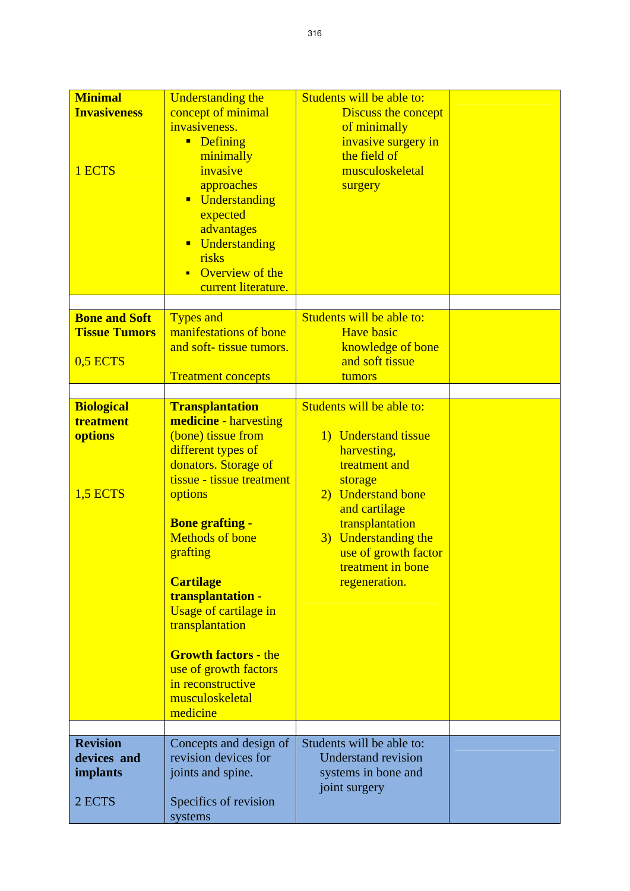| | | | |
|---|---|---|---|
| **Minimal Invasiveness**<br><br>1 ECTS | Understanding the concept of minimal invasiveness.<br>▪ Defining minimally invasive approaches<br>▪ Understanding expected advantages<br>▪ Understanding risks<br>▪ Overview of the current literature. | Students will be able to:<br>Discuss the concept of minimally invasive surgery in the field of musculoskeletal surgery | |
| | | | |
| **Bone and Soft Tissue Tumors**<br><br>0,5 ECTS | Types and manifestations of bone and soft- tissue tumors.<br><br>Treatment concepts | Students will be able to:<br>Have basic knowledge of bone and soft tissue tumors | |
| | | | |
| **Biological treatment options**<br><br>1,5 ECTS | **Transplantation medicine** - harvesting (bone) tissue from different types of donators. Storage of tissue - tissue treatment options<br><br>**Bone grafting** - Methods of bone grafting<br><br>**Cartilage transplantation** - Usage of cartilage in transplantation<br><br>**Growth factors** - the use of growth factors in reconstructive musculoskeletal medicine | Students will be able to:<br><br>1) Understand tissue harvesting, treatment and storage<br>2) Understand bone and cartilage transplantation<br>3) Understanding the use of growth factor treatment in bone regeneration. | |
| | | | |
| **Revision devices and implants**<br><br>2 ECTS | Concepts and design of revision devices for joints and spine.<br><br>Specifics of revision systems | Students will be able to:<br>Understand revision systems in bone and joint surgery | |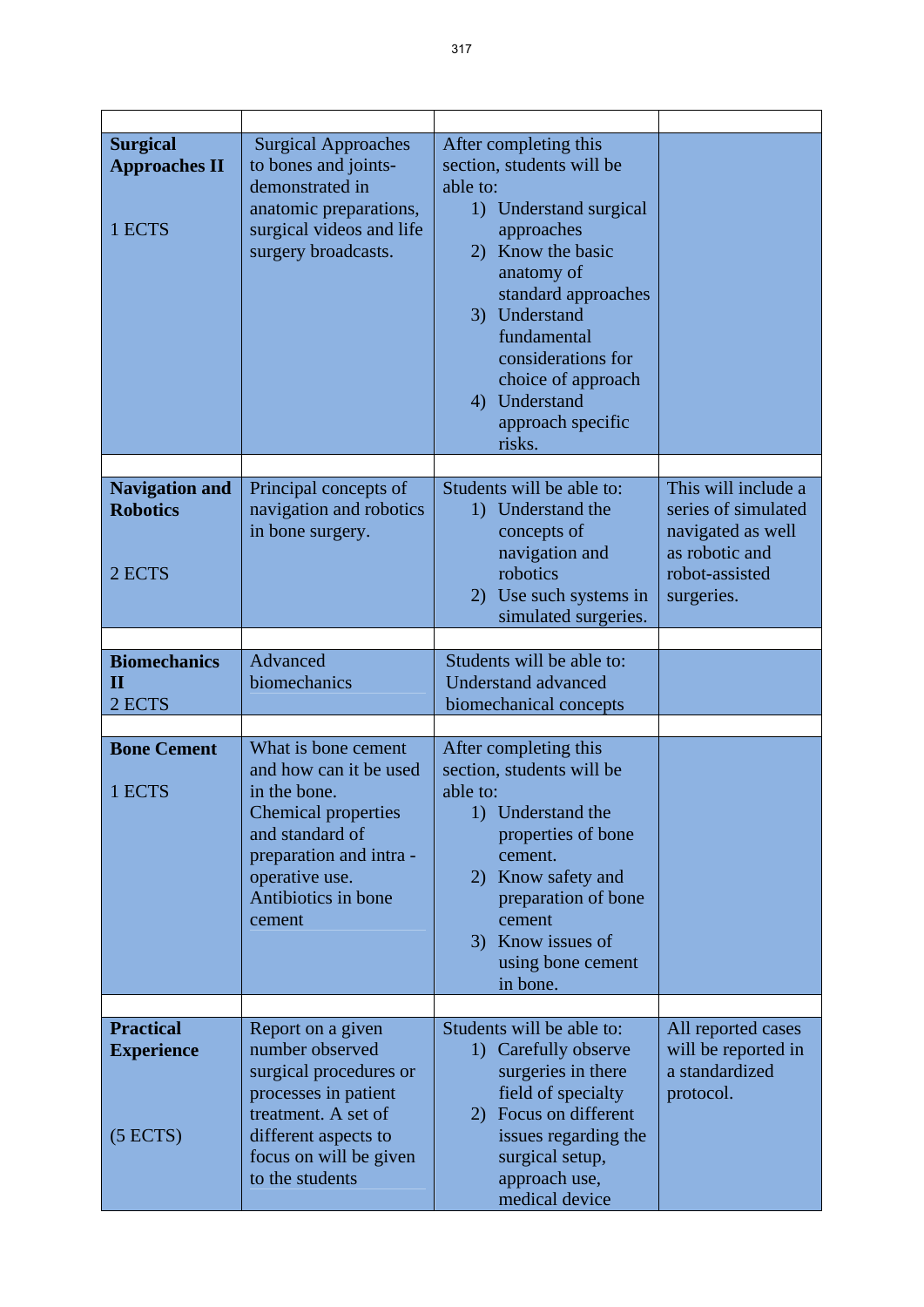| | | | |
|---|---|---|---|
| **Surgical Approaches II**<br><br>1 ECTS | Surgical Approaches to bones and joints- demonstrated in anatomic preparations, surgical videos and life surgery broadcasts. | After completing this section, students will be able to:<br>1) Understand surgical approaches<br>2) Know the basic anatomy of standard approaches<br>3) Understand fundamental considerations for choice of approach<br>4) Understand approach specific risks. | |
| | | | |
| **Navigation and Robotics**<br><br>2 ECTS | Principal concepts of navigation and robotics in bone surgery. | Students will be able to:<br>1) Understand the concepts of navigation and robotics<br>2) Use such systems in simulated surgeries. | This will include a series of simulated navigated as well as robotic and robot-assisted surgeries. |
| | | | |
| **Biomechanics II**<br>2 ECTS | Advanced biomechanics | Students will be able to: Understand advanced biomechanical concepts | |
| | | | |
| **Bone Cement**<br><br>1 ECTS | What is bone cement and how can it be used in the bone. Chemical properties and standard of preparation and intra - operative use. Antibiotics in bone cement | After completing this section, students will be able to:<br>1) Understand the properties of bone cement.<br>2) Know safety and preparation of bone cement<br>3) Know issues of using bone cement in bone. | |
| | | | |
| **Practical Experience**<br><br>(5 ECTS) | Report on a given number observed surgical procedures or processes in patient treatment. A set of different aspects to focus on will be given to the students | Students will be able to:<br>1) Carefully observe surgeries in there field of specialty<br>2) Focus on different issues regarding the surgical setup, approach use, medical device | All reported cases will be reported in a standardized protocol. |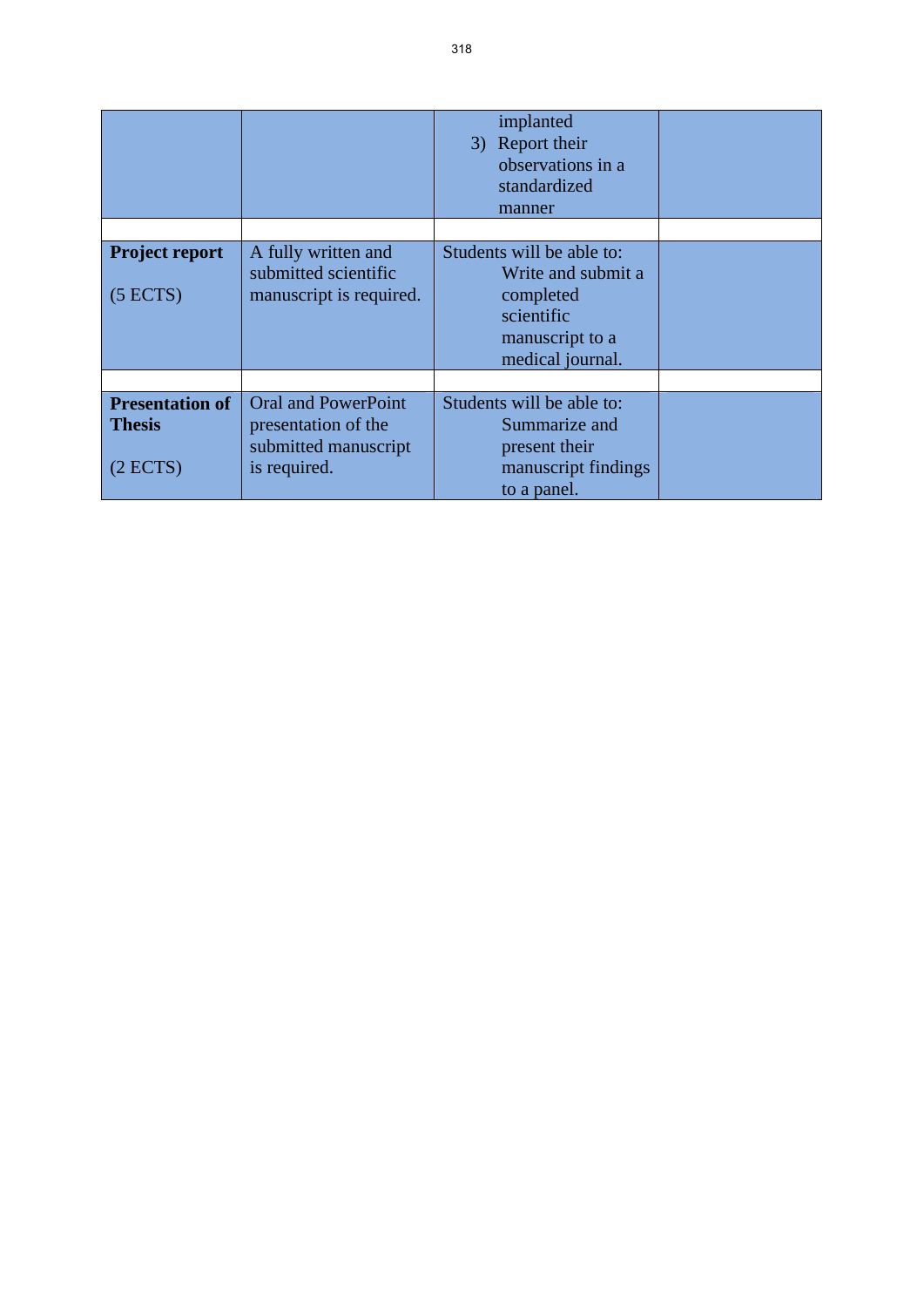| | | | |
|---|---|---|---|
| | | implanted<br>3) Report their observations in a standardized manner | |
| | | | |
| **Project report**<br><br>(5 ECTS) | A fully written and submitted scientific manuscript is required. | Students will be able to:<br>Write and submit a completed scientific manuscript to a medical journal. | |
| | | | |
| **Presentation of Thesis**<br><br>(2 ECTS) | Oral and PowerPoint presentation of the submitted manuscript is required. | Students will be able to:<br>Summarize and present their manuscript findings to a panel. | |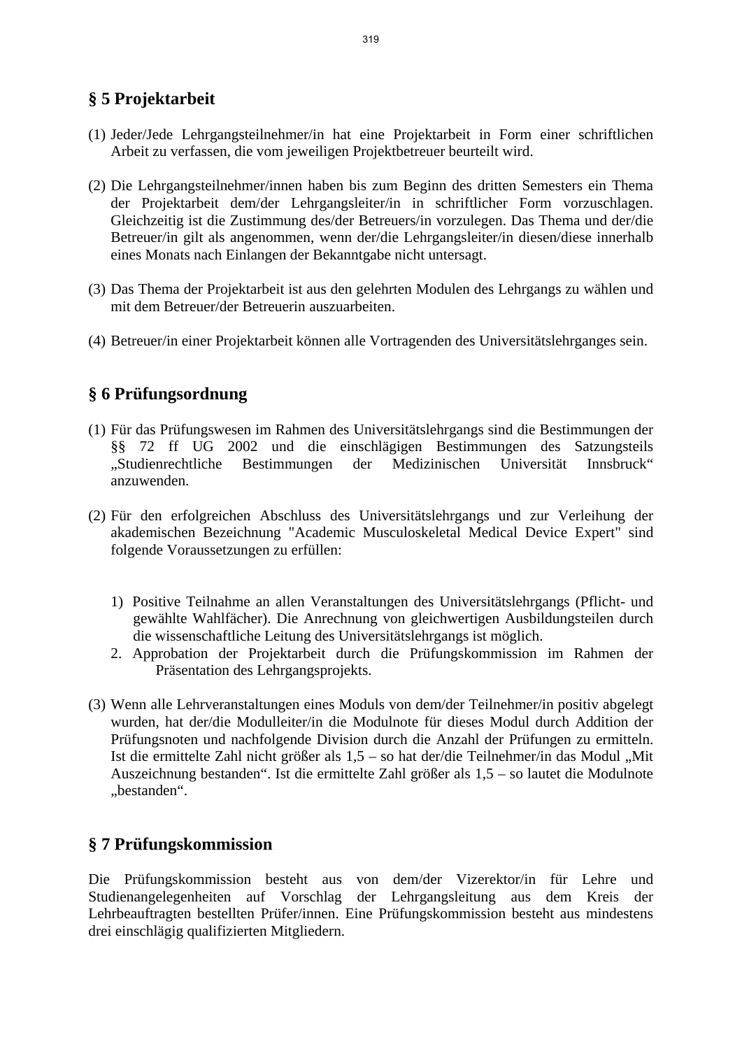## § 5 Projektarbeit

(1) Jeder/Jede Lehrgangsteilnehmer/in hat eine Projektarbeit in Form einer schriftlichen Arbeit zu verfassen, die vom jeweiligen Projektbetreuer beurteilt wird.

(2) Die Lehrgangsteilnehmer/innen haben bis zum Beginn des dritten Semesters ein Thema der Projektarbeit dem/der Lehrgangsleiter/in in schriftlicher Form vorzuschlagen. Gleichzeitig ist die Zustimmung des/der Betreuers/in vorzulegen. Das Thema und der/die Betreuer/in gilt als angenommen, wenn der/die Lehrgangsleiter/in diesen/diese innerhalb eines Monats nach Einlangen der Bekanntgabe nicht untersagt.

(3) Das Thema der Projektarbeit ist aus den gelehrten Modulen des Lehrgangs zu wählen und mit dem Betreuer/der Betreuerin auszuarbeiten.

(4) Betreuer/in einer Projektarbeit können alle Vortragenden des Universitätslehrganges sein.

## § 6 Prüfungsordnung

(1) Für das Prüfungswesen im Rahmen des Universitätslehrgangs sind die Bestimmungen der §§ 72 ff UG 2002 und die einschlägigen Bestimmungen des Satzungsteils „Studienrechtliche Bestimmungen der Medizinischen Universität Innsbruck" anzuwenden.

(2) Für den erfolgreichen Abschluss des Universitätslehrgangs und zur Verleihung der akademischen Bezeichnung "Academic Musculoskeletal Medical Device Expert" sind folgende Voraussetzungen zu erfüllen:

   1) Positive Teilnahme an allen Veranstaltungen des Universitätslehrgangs (Pflicht- und gewählte Wahlfächer). Die Anrechnung von gleichwertigen Ausbildungsteilen durch die wissenschaftliche Leitung des Universitätslehrgangs ist möglich.
   2. Approbation der Projektarbeit durch die Prüfungskommission im Rahmen der Präsentation des Lehrgangsprojekts.

(3) Wenn alle Lehrveranstaltungen eines Moduls von dem/der Teilnehmer/in positiv abgelegt wurden, hat der/die Modulleiter/in die Modulnote für dieses Modul durch Addition der Prüfungsnoten und nachfolgende Division durch die Anzahl der Prüfungen zu ermitteln. Ist die ermittelte Zahl nicht größer als 1,5 – so hat der/die Teilnehmer/in das Modul „Mit Auszeichnung bestanden". Ist die ermittelte Zahl größer als 1,5 – so lautet die Modulnote „bestanden".

## § 7 Prüfungskommission

Die Prüfungskommission besteht aus von dem/der Vizerektor/in für Lehre und Studienangelegenheiten auf Vorschlag der Lehrgangsleitung aus dem Kreis der Lehrbeauftragten bestellten Prüfer/innen. Eine Prüfungskommission besteht aus mindestens drei einschlägig qualifizierten Mitgliedern.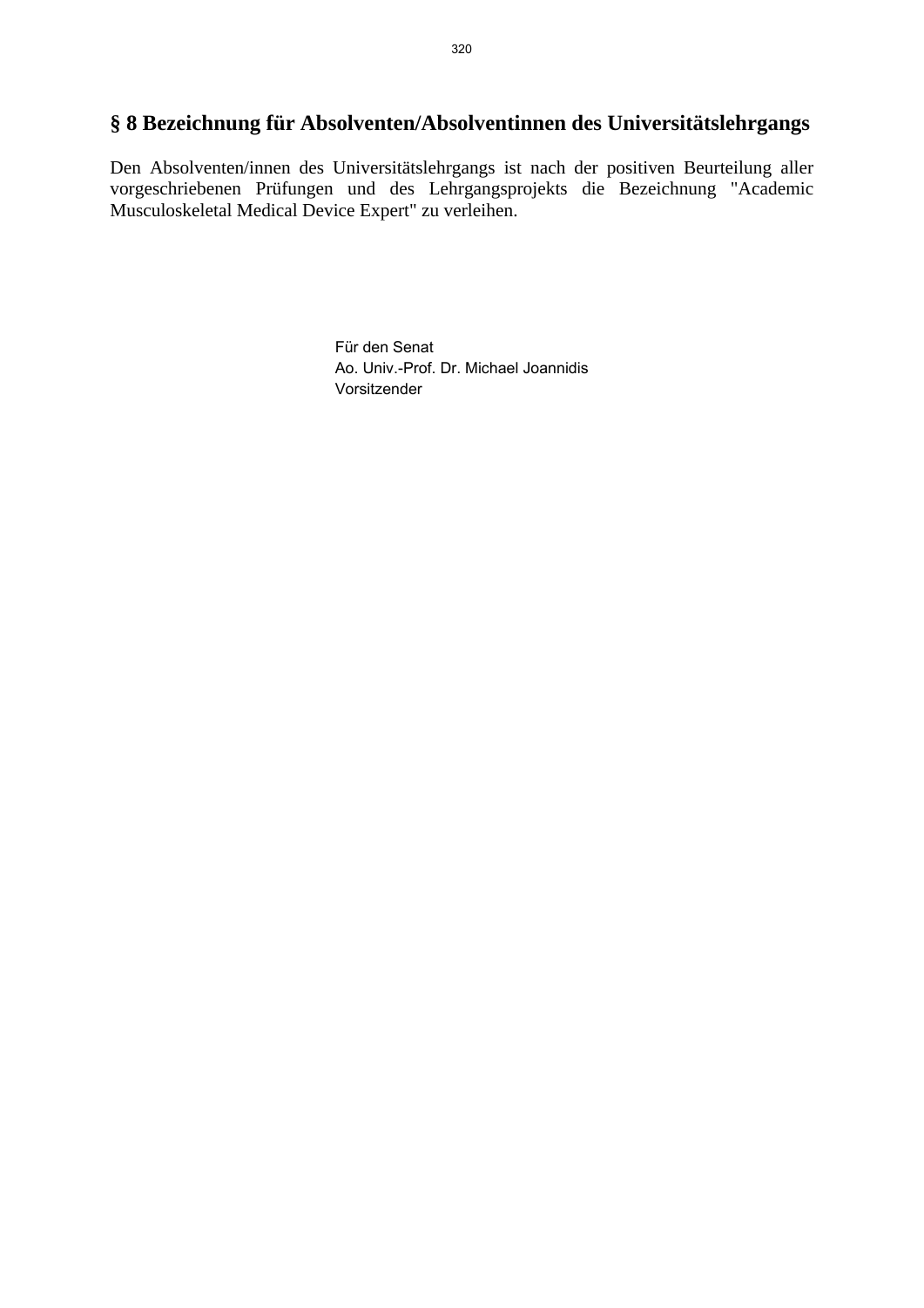## § 8 Bezeichnung für Absolventen/Absolventinnen des Universitätslehrgangs

Den Absolventen/innen des Universitätslehrgangs ist nach der positiven Beurteilung aller vorgeschriebenen Prüfungen und des Lehrgangsprojekts die Bezeichnung "Academic Musculoskeletal Medical Device Expert" zu verleihen.

Für den Senat  
Ao. Univ.-Prof. Dr. Michael Joannidis  
Vorsitzender